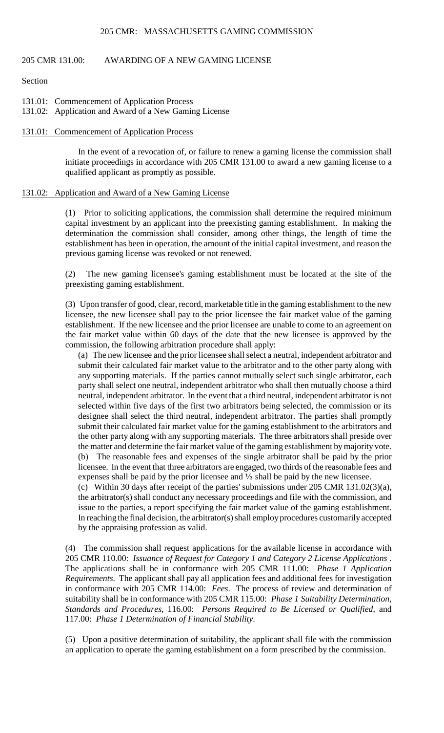# 205 CMR: MASSACHUSETTS GAMING COMMISSION

## 205 CMR 131.00: AWARDING OF A NEW GAMING LICENSE

Section

131.01: Commencement of Application Process
131.02: Application and Award of a New Gaming License

### 131.01: Commencement of Application Process

In the event of a revocation of, or failure to renew a gaming license the commission shall initiate proceedings in accordance with 205 CMR 131.00 to award a new gaming license to a qualified applicant as promptly as possible.

### 131.02: Application and Award of a New Gaming License

(1) Prior to soliciting applications, the commission shall determine the required minimum capital investment by an applicant into the preexisting gaming establishment. In making the determination the commission shall consider, among other things, the length of time the establishment has been in operation, the amount of the initial capital investment, and reason the previous gaming license was revoked or not renewed.

(2) The new gaming licensee's gaming establishment must be located at the site of the preexisting gaming establishment.

(3) Upon transfer of good, clear, record, marketable title in the gaming establishment to the new licensee, the new licensee shall pay to the prior licensee the fair market value of the gaming establishment. If the new licensee and the prior licensee are unable to come to an agreement on the fair market value within 60 days of the date that the new licensee is approved by the commission, the following arbitration procedure shall apply:

(a) The new licensee and the prior licensee shall select a neutral, independent arbitrator and submit their calculated fair market value to the arbitrator and to the other party along with any supporting materials. If the parties cannot mutually select such single arbitrator, each party shall select one neutral, independent arbitrator who shall then mutually choose a third neutral, independent arbitrator. In the event that a third neutral, independent arbitrator is not selected within five days of the first two arbitrators being selected, the commission or its designee shall select the third neutral, independent arbitrator. The parties shall promptly submit their calculated fair market value for the gaming establishment to the arbitrators and the other party along with any supporting materials. The three arbitrators shall preside over the matter and determine the fair market value of the gaming establishment by majority vote.

(b) The reasonable fees and expenses of the single arbitrator shall be paid by the prior licensee. In the event that three arbitrators are engaged, two thirds of the reasonable fees and expenses shall be paid by the prior licensee and ⅓ shall be paid by the new licensee.

(c) Within 30 days after receipt of the parties' submissions under 205 CMR 131.02(3)(a), the arbitrator(s) shall conduct any necessary proceedings and file with the commission, and issue to the parties, a report specifying the fair market value of the gaming establishment. In reaching the final decision, the arbitrator(s) shall employ procedures customarily accepted by the appraising profession as valid.

(4) The commission shall request applications for the available license in accordance with 205 CMR 110.00: *Issuance of Request for Category 1 and Category 2 License Applications* . The applications shall be in conformance with 205 CMR 111.00: *Phase 1 Application Requirements*. The applicant shall pay all application fees and additional fees for investigation in conformance with 205 CMR 114.00: *Fees*. The process of review and determination of suitability shall be in conformance with 205 CMR 115.00: *Phase 1 Suitability Determination, Standards and Procedures*, 116.00: *Persons Required to Be Licensed or Qualified*, and 117.00: *Phase 1 Determination of Financial Stability*.

(5) Upon a positive determination of suitability, the applicant shall file with the commission an application to operate the gaming establishment on a form prescribed by the commission.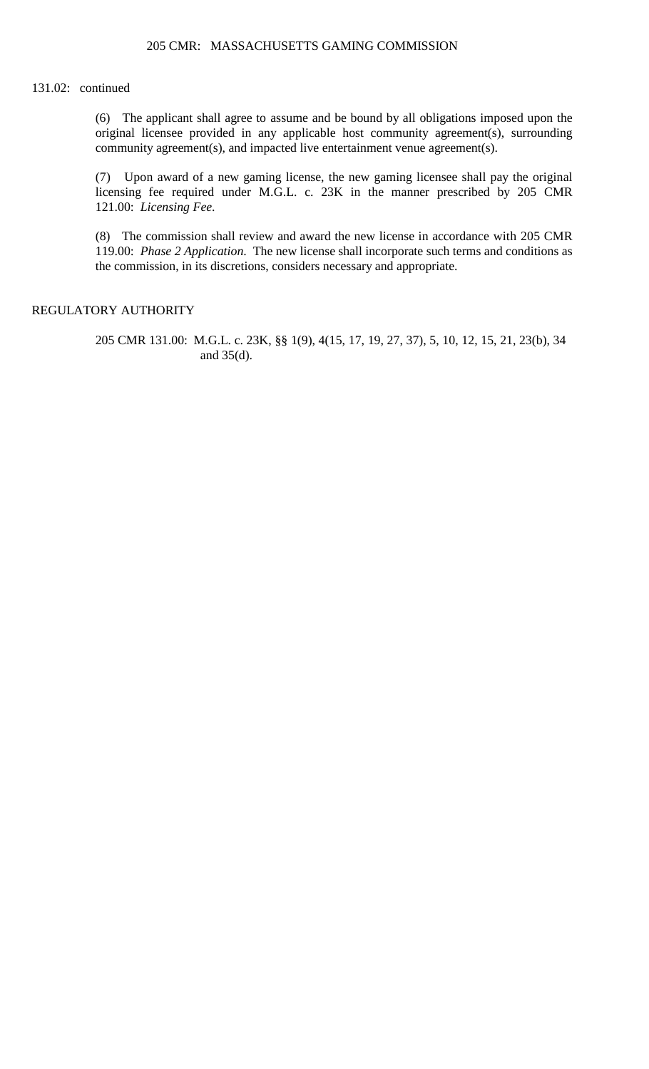131.02: continued

(6) The applicant shall agree to assume and be bound by all obligations imposed upon the original licensee provided in any applicable host community agreement(s), surrounding community agreement(s), and impacted live entertainment venue agreement(s).

(7) Upon award of a new gaming license, the new gaming licensee shall pay the original licensing fee required under M.G.L. c. 23K in the manner prescribed by 205 CMR 121.00: *Licensing Fee*.

(8) The commission shall review and award the new license in accordance with 205 CMR 119.00: *Phase 2 Application*. The new license shall incorporate such terms and conditions as the commission, in its discretions, considers necessary and appropriate.

REGULATORY AUTHORITY

205 CMR 131.00: M.G.L. c. 23K, §§ 1(9), 4(15, 17, 19, 27, 37), 5, 10, 12, 15, 21, 23(b), 34 and 35(d).